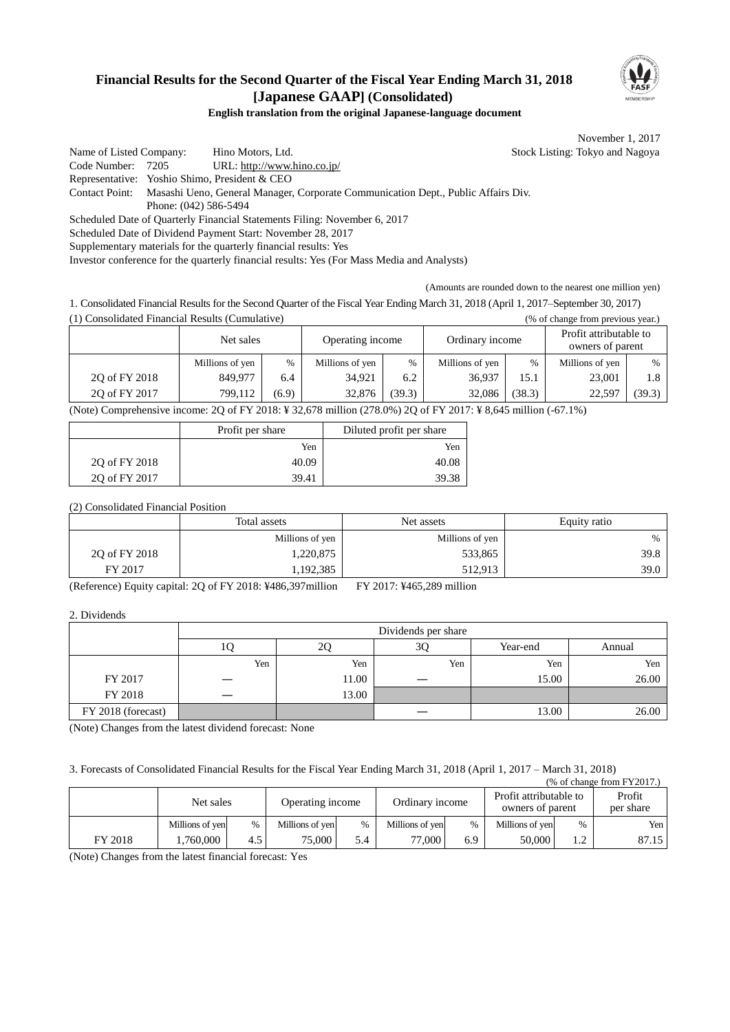# Financial Results for the Second Quarter of the Fiscal Year Ending March 31, 2018 [Japanese GAAP] (Consolidated)

**English translation from the original Japanese-language document**

November 1, 2017

Name of Listed Company: Hino Motors, Ltd. Stock Listing: Tokyo and Nagoya
Code Number: 7205 URL: http://www.hino.co.jp/
Representative: Yoshio Shimo, President & CEO
Contact Point: Masashi Ueno, General Manager, Corporate Communication Dept., Public Affairs Div.
Phone: (042) 586-5494
Scheduled Date of Quarterly Financial Statements Filing: November 6, 2017
Scheduled Date of Dividend Payment Start: November 28, 2017
Supplementary materials for the quarterly financial results: Yes
Investor conference for the quarterly financial results: Yes (For Mass Media and Analysts)

(Amounts are rounded down to the nearest one million yen)

1. Consolidated Financial Results for the Second Quarter of the Fiscal Year Ending March 31, 2018 (April 1, 2017–September 30, 2017)

(1) Consolidated Financial Results (Cumulative) (% of change from previous year.)

| | Net sales | | Operating income | | Ordinary income | | Profit attributable to owners of parent | |
|---|---|---|---|---|---|---|---|---|
| | Millions of yen | % | Millions of yen | % | Millions of yen | % | Millions of yen | % |
| 2Q of FY 2018 | 849,977 | 6.4 | 34,921 | 6.2 | 36,937 | 15.1 | 23,001 | 1.8 |
| 2Q of FY 2017 | 799,112 | (6.9) | 32,876 | (39.3) | 32,086 | (38.3) | 22,597 | (39.3) |

(Note) Comprehensive income: 2Q of FY 2018: ¥ 32,678 million (278.0%) 2Q of FY 2017: ¥ 8,645 million (-67.1%)

| | Profit per share | Diluted profit per share |
|---|---|---|
| | Yen | Yen |
| 2Q of FY 2018 | 40.09 | 40.08 |
| 2Q of FY 2017 | 39.41 | 39.38 |

(2) Consolidated Financial Position

| | Total assets | Net assets | Equity ratio |
|---|---|---|---|
| | Millions of yen | Millions of yen | % |
| 2Q of FY 2018 | 1,220,875 | 533,865 | 39.8 |
| FY 2017 | 1,192,385 | 512,913 | 39.0 |

(Reference) Equity capital: 2Q of FY 2018: ¥486,397million FY 2017: ¥465,289 million

2. Dividends

| | Dividends per share | | | | |
|---|---|---|---|---|---|
| | 1Q | 2Q | 3Q | Year-end | Annual |
| | Yen | Yen | Yen | Yen | Yen |
| FY 2017 | — | 11.00 | — | 15.00 | 26.00 |
| FY 2018 | — | 13.00 | | | |
| FY 2018 (forecast) | | | — | 13.00 | 26.00 |

(Note) Changes from the latest dividend forecast: None

3. Forecasts of Consolidated Financial Results for the Fiscal Year Ending March 31, 2018 (April 1, 2017 – March 31, 2018)

(% of change from FY2017.)

| | Net sales | | Operating income | | Ordinary income | | Profit attributable to owners of parent | | Profit per share |
|---|---|---|---|---|---|---|---|---|---|
| | Millions of yen | % | Millions of yen | % | Millions of yen | % | Millions of yen | % | Yen |
| FY 2018 | 1,760,000 | 4.5 | 75,000 | 5.4 | 77,000 | 6.9 | 50,000 | 1.2 | 87.15 |

(Note) Changes from the latest financial forecast: Yes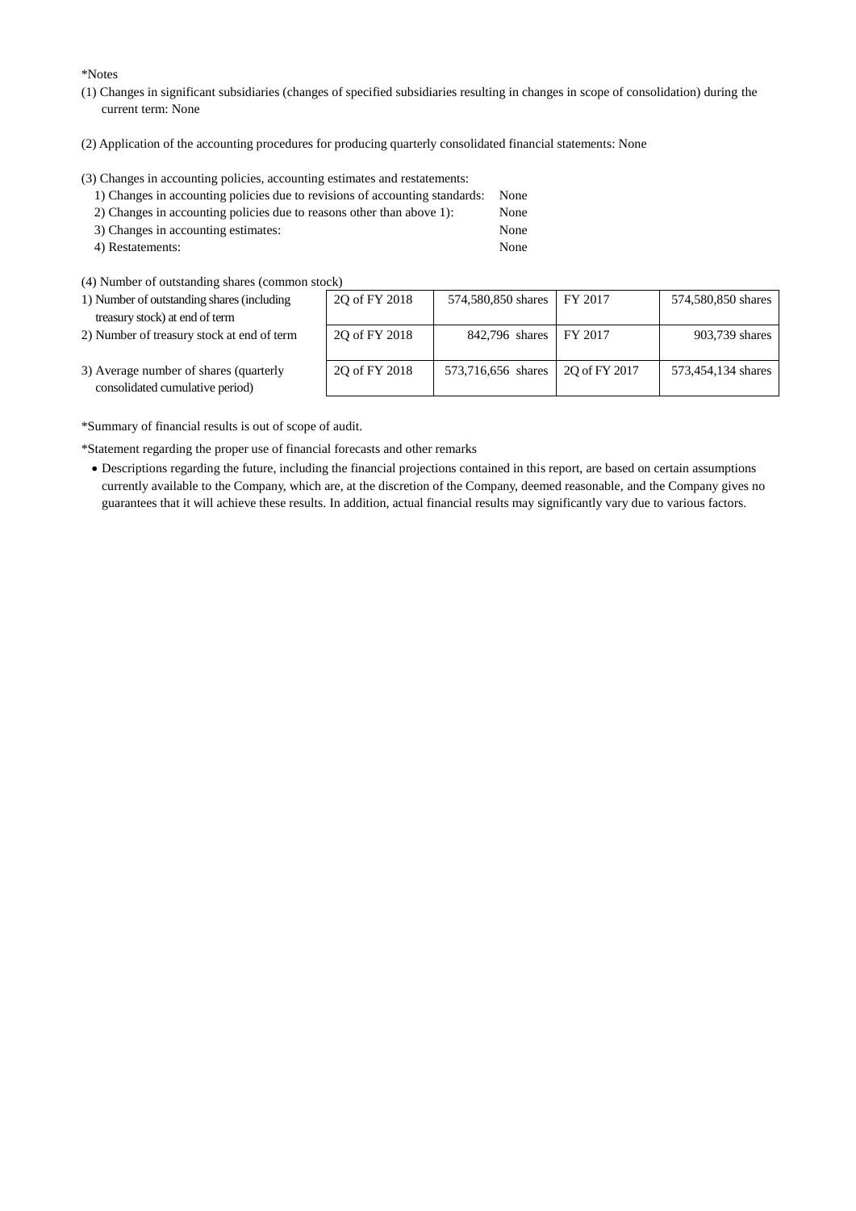*Notes

(1) Changes in significant subsidiaries (changes of specified subsidiaries resulting in changes in scope of consolidation) during the current term: None

(2) Application of the accounting procedures for producing quarterly consolidated financial statements: None

(3) Changes in accounting policies, accounting estimates and restatements:

1) Changes in accounting policies due to revisions of accounting standards: None
2) Changes in accounting policies due to reasons other than above 1): None
3) Changes in accounting estimates: None
4) Restatements: None

(4) Number of outstanding shares (common stock)

| | | | | |
|---|---|---|---|---|
| 1) Number of outstanding shares (including treasury stock) at end of term | 2Q of FY 2018 | 574,580,850 shares | FY 2017 | 574,580,850 shares |
| 2) Number of treasury stock at end of term | 2Q of FY 2018 | 842,796 shares | FY 2017 | 903,739 shares |
| 3) Average number of shares (quarterly consolidated cumulative period) | 2Q of FY 2018 | 573,716,656 shares | 2Q of FY 2017 | 573,454,134 shares |

*Summary of financial results is out of scope of audit.

*Statement regarding the proper use of financial forecasts and other remarks

- Descriptions regarding the future, including the financial projections contained in this report, are based on certain assumptions currently available to the Company, which are, at the discretion of the Company, deemed reasonable, and the Company gives no guarantees that it will achieve these results. In addition, actual financial results may significantly vary due to various factors.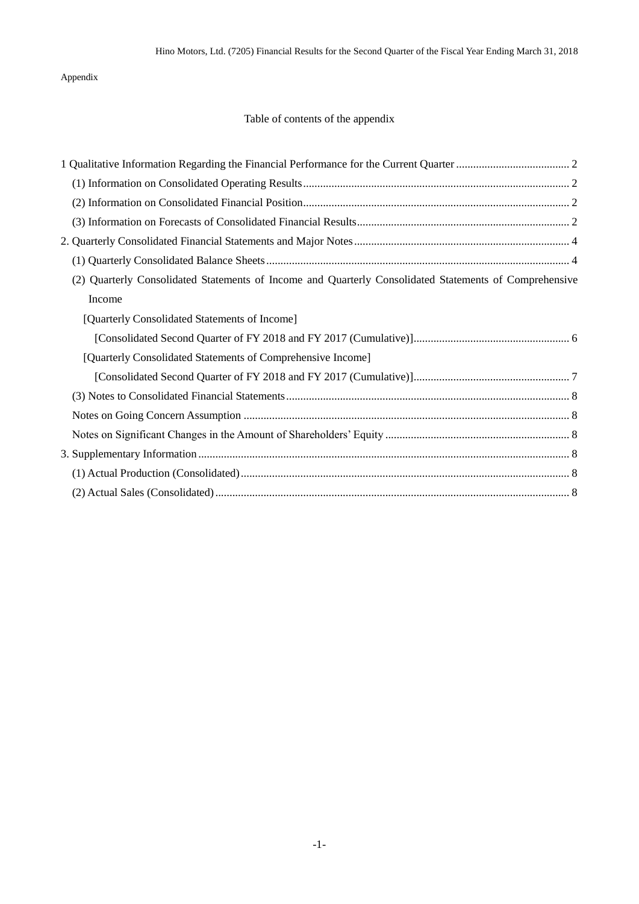Appendix

## Table of contents of the appendix

1 Qualitative Information Regarding the Financial Performance for the Current Quarter ........................................ 2
- (1) Information on Consolidated Operating Results ............................................................................................. 2
- (2) Information on Consolidated Financial Position ............................................................................................. 2
- (3) Information on Forecasts of Consolidated Financial Results ........................................................................... 2

2. Quarterly Consolidated Financial Statements and Major Notes ............................................................................ 4
- (1) Quarterly Consolidated Balance Sheets .......................................................................................................... 4
- (2) Quarterly Consolidated Statements of Income and Quarterly Consolidated Statements of Comprehensive Income
  - [Quarterly Consolidated Statements of Income]
    - [Consolidated Second Quarter of FY 2018 and FY 2017 (Cumulative)] ...................................................... 6
  - [Quarterly Consolidated Statements of Comprehensive Income]
    - [Consolidated Second Quarter of FY 2018 and FY 2017 (Cumulative)] ...................................................... 7
- (3) Notes to Consolidated Financial Statements ................................................................................................... 8
- Notes on Going Concern Assumption .................................................................................................................. 8
- Notes on Significant Changes in the Amount of Shareholders' Equity ................................................................. 8

3. Supplementary Information .................................................................................................................................. 8
- (1) Actual Production (Consolidated) ................................................................................................................... 8
- (2) Actual Sales (Consolidated) ............................................................................................................................ 8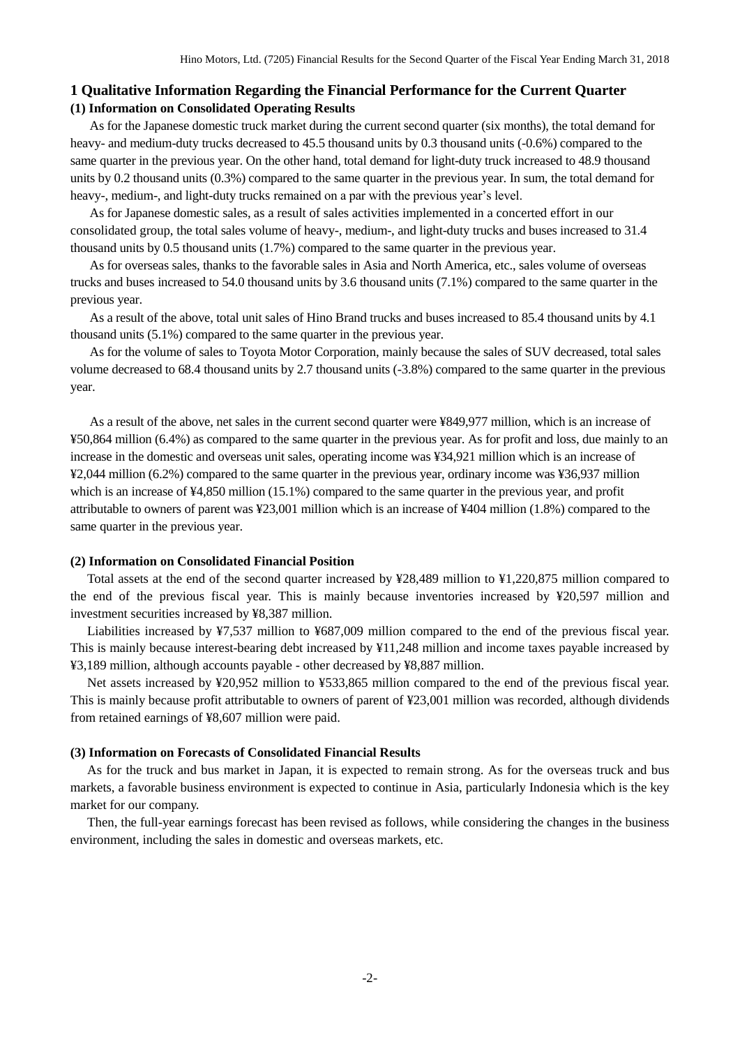# 1 Qualitative Information Regarding the Financial Performance for the Current Quarter

## (1) Information on Consolidated Operating Results

As for the Japanese domestic truck market during the current second quarter (six months), the total demand for heavy- and medium-duty trucks decreased to 45.5 thousand units by 0.3 thousand units (-0.6%) compared to the same quarter in the previous year. On the other hand, total demand for light-duty truck increased to 48.9 thousand units by 0.2 thousand units (0.3%) compared to the same quarter in the previous year. In sum, the total demand for heavy-, medium-, and light-duty trucks remained on a par with the previous year's level.

As for Japanese domestic sales, as a result of sales activities implemented in a concerted effort in our consolidated group, the total sales volume of heavy-, medium-, and light-duty trucks and buses increased to 31.4 thousand units by 0.5 thousand units (1.7%) compared to the same quarter in the previous year.

As for overseas sales, thanks to the favorable sales in Asia and North America, etc., sales volume of overseas trucks and buses increased to 54.0 thousand units by 3.6 thousand units (7.1%) compared to the same quarter in the previous year.

As a result of the above, total unit sales of Hino Brand trucks and buses increased to 85.4 thousand units by 4.1 thousand units (5.1%) compared to the same quarter in the previous year.

As for the volume of sales to Toyota Motor Corporation, mainly because the sales of SUV decreased, total sales volume decreased to 68.4 thousand units by 2.7 thousand units (-3.8%) compared to the same quarter in the previous year.

As a result of the above, net sales in the current second quarter were ¥849,977 million, which is an increase of ¥50,864 million (6.4%) as compared to the same quarter in the previous year. As for profit and loss, due mainly to an increase in the domestic and overseas unit sales, operating income was ¥34,921 million which is an increase of ¥2,044 million (6.2%) compared to the same quarter in the previous year, ordinary income was ¥36,937 million which is an increase of ¥4,850 million (15.1%) compared to the same quarter in the previous year, and profit attributable to owners of parent was ¥23,001 million which is an increase of ¥404 million (1.8%) compared to the same quarter in the previous year.

## (2) Information on Consolidated Financial Position

Total assets at the end of the second quarter increased by ¥28,489 million to ¥1,220,875 million compared to the end of the previous fiscal year. This is mainly because inventories increased by ¥20,597 million and investment securities increased by ¥8,387 million.

Liabilities increased by ¥7,537 million to ¥687,009 million compared to the end of the previous fiscal year. This is mainly because interest-bearing debt increased by ¥11,248 million and income taxes payable increased by ¥3,189 million, although accounts payable - other decreased by ¥8,887 million.

Net assets increased by ¥20,952 million to ¥533,865 million compared to the end of the previous fiscal year. This is mainly because profit attributable to owners of parent of ¥23,001 million was recorded, although dividends from retained earnings of ¥8,607 million were paid.

## (3) Information on Forecasts of Consolidated Financial Results

As for the truck and bus market in Japan, it is expected to remain strong. As for the overseas truck and bus markets, a favorable business environment is expected to continue in Asia, particularly Indonesia which is the key market for our company.

Then, the full-year earnings forecast has been revised as follows, while considering the changes in the business environment, including the sales in domestic and overseas markets, etc.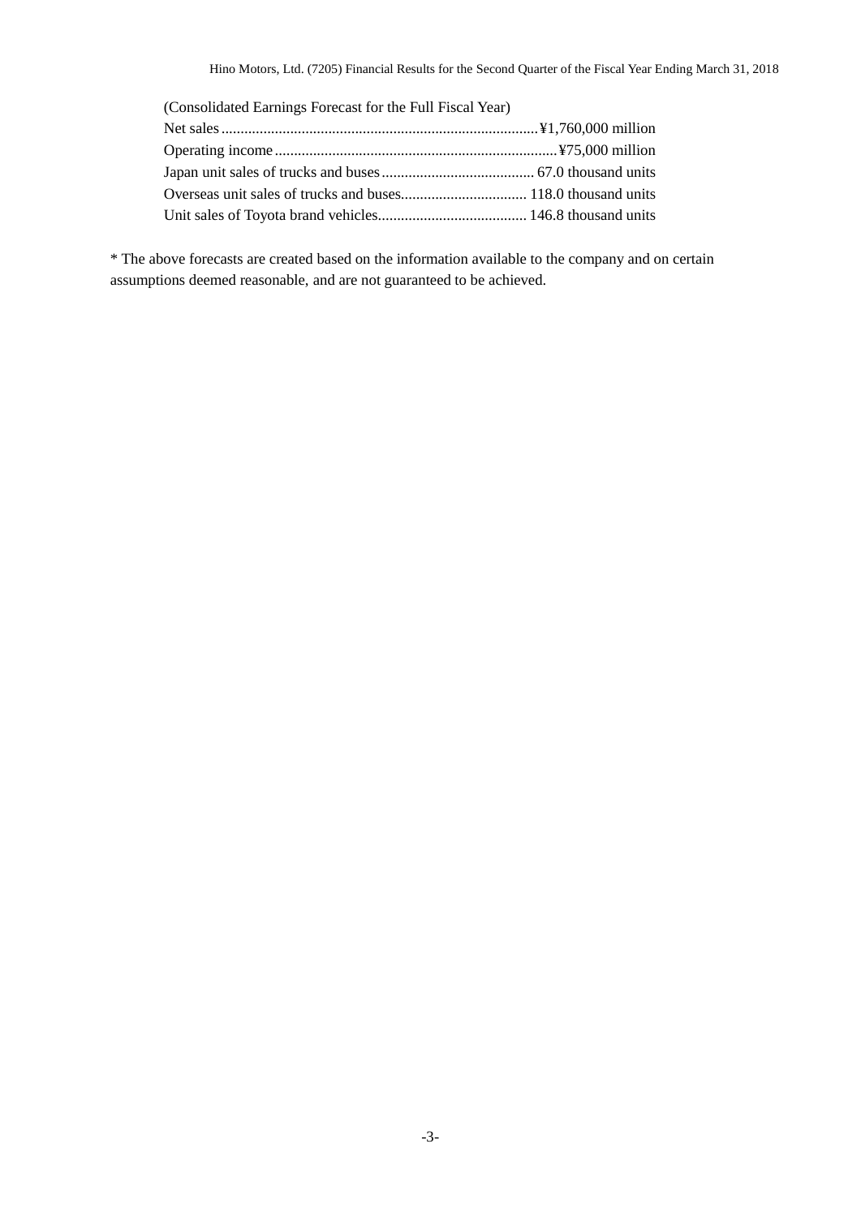(Consolidated Earnings Forecast for the Full Fiscal Year)

Net sales................................................................................¥1,760,000 million
Operating income........................................................................¥75,000 million
Japan unit sales of trucks and buses........................................ 67.0 thousand units
Overseas unit sales of trucks and buses................................. 118.0 thousand units
Unit sales of Toyota brand vehicles....................................... 146.8 thousand units

* The above forecasts are created based on the information available to the company and on certain assumptions deemed reasonable, and are not guaranteed to be achieved.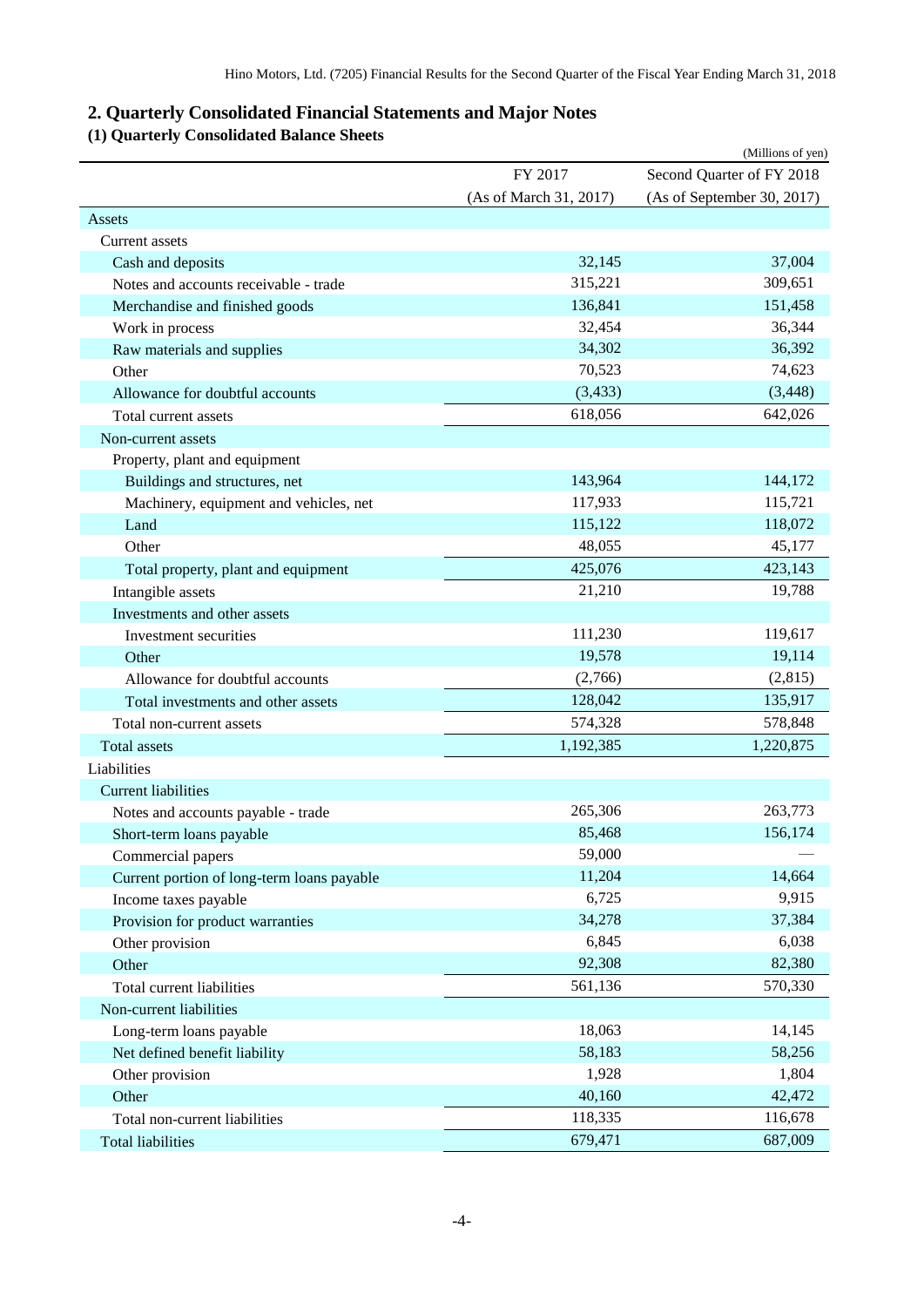## 2. Quarterly Consolidated Financial Statements and Major Notes

### (1) Quarterly Consolidated Balance Sheets

(Millions of yen)

| | FY 2017<br>(As of March 31, 2017) | Second Quarter of FY 2018<br>(As of September 30, 2017) |
|---|---|---|
| Assets | | |
| Current assets | | |
| Cash and deposits | 32,145 | 37,004 |
| Notes and accounts receivable - trade | 315,221 | 309,651 |
| Merchandise and finished goods | 136,841 | 151,458 |
| Work in process | 32,454 | 36,344 |
| Raw materials and supplies | 34,302 | 36,392 |
| Other | 70,523 | 74,623 |
| Allowance for doubtful accounts | (3,433) | (3,448) |
| Total current assets | 618,056 | 642,026 |
| Non-current assets | | |
| Property, plant and equipment | | |
| Buildings and structures, net | 143,964 | 144,172 |
| Machinery, equipment and vehicles, net | 117,933 | 115,721 |
| Land | 115,122 | 118,072 |
| Other | 48,055 | 45,177 |
| Total property, plant and equipment | 425,076 | 423,143 |
| Intangible assets | 21,210 | 19,788 |
| Investments and other assets | | |
| Investment securities | 111,230 | 119,617 |
| Other | 19,578 | 19,114 |
| Allowance for doubtful accounts | (2,766) | (2,815) |
| Total investments and other assets | 128,042 | 135,917 |
| Total non-current assets | 574,328 | 578,848 |
| Total assets | 1,192,385 | 1,220,875 |
| Liabilities | | |
| Current liabilities | | |
| Notes and accounts payable - trade | 265,306 | 263,773 |
| Short-term loans payable | 85,468 | 156,174 |
| Commercial papers | 59,000 | — |
| Current portion of long-term loans payable | 11,204 | 14,664 |
| Income taxes payable | 6,725 | 9,915 |
| Provision for product warranties | 34,278 | 37,384 |
| Other provision | 6,845 | 6,038 |
| Other | 92,308 | 82,380 |
| Total current liabilities | 561,136 | 570,330 |
| Non-current liabilities | | |
| Long-term loans payable | 18,063 | 14,145 |
| Net defined benefit liability | 58,183 | 58,256 |
| Other provision | 1,928 | 1,804 |
| Other | 40,160 | 42,472 |
| Total non-current liabilities | 118,335 | 116,678 |
| Total liabilities | 679,471 | 687,009 |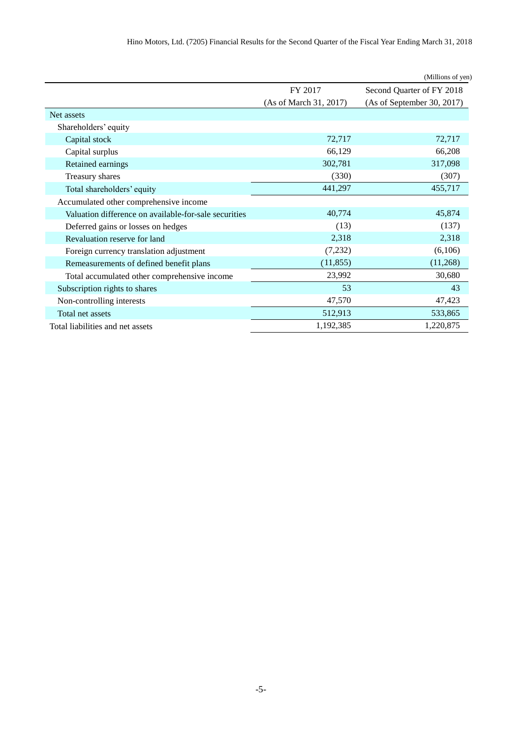(Millions of yen)

| | FY 2017 (As of March 31, 2017) | Second Quarter of FY 2018 (As of September 30, 2017) |
|---|---|---|
| Net assets | | |
| Shareholders' equity | | |
| Capital stock | 72,717 | 72,717 |
| Capital surplus | 66,129 | 66,208 |
| Retained earnings | 302,781 | 317,098 |
| Treasury shares | (330) | (307) |
| Total shareholders' equity | 441,297 | 455,717 |
| Accumulated other comprehensive income | | |
| Valuation difference on available-for-sale securities | 40,774 | 45,874 |
| Deferred gains or losses on hedges | (13) | (137) |
| Revaluation reserve for land | 2,318 | 2,318 |
| Foreign currency translation adjustment | (7,232) | (6,106) |
| Remeasurements of defined benefit plans | (11,855) | (11,268) |
| Total accumulated other comprehensive income | 23,992 | 30,680 |
| Subscription rights to shares | 53 | 43 |
| Non-controlling interests | 47,570 | 47,423 |
| Total net assets | 512,913 | 533,865 |
| Total liabilities and net assets | 1,192,385 | 1,220,875 |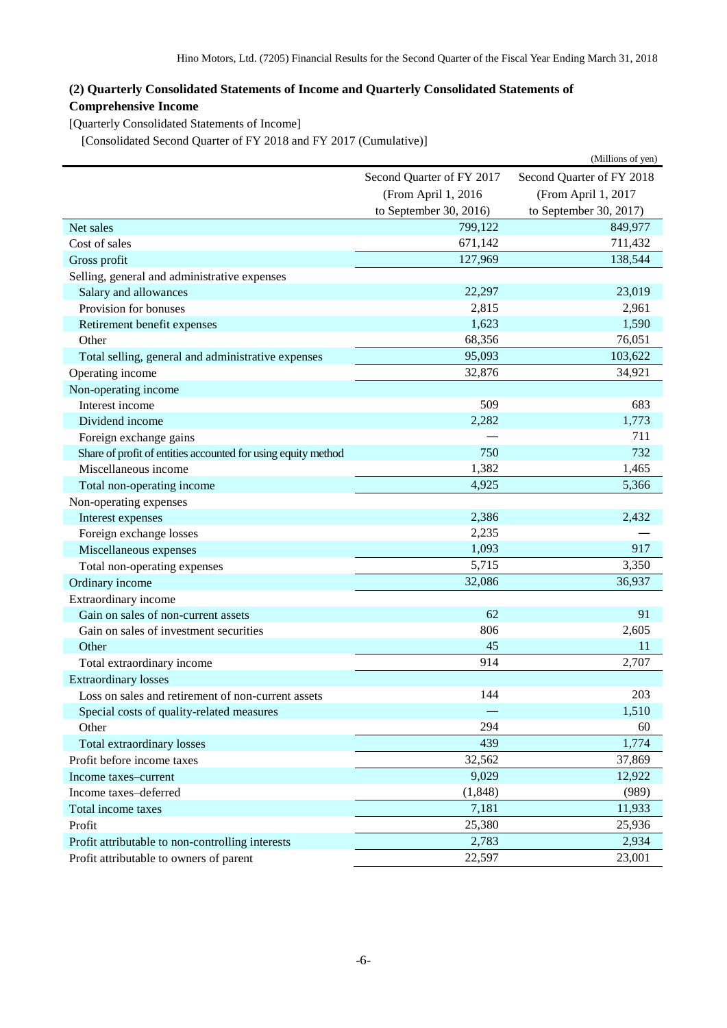## (2) Quarterly Consolidated Statements of Income and Quarterly Consolidated Statements of Comprehensive Income

[Quarterly Consolidated Statements of Income]

[Consolidated Second Quarter of FY 2018 and FY 2017 (Cumulative)]

(Millions of yen)

| | Second Quarter of FY 2017 (From April 1, 2016 to September 30, 2016) | Second Quarter of FY 2018 (From April 1, 2017 to September 30, 2017) |
|---|---|---|
| Net sales | 799,122 | 849,977 |
| Cost of sales | 671,142 | 711,432 |
| Gross profit | 127,969 | 138,544 |
| Selling, general and administrative expenses | | |
| Salary and allowances | 22,297 | 23,019 |
| Provision for bonuses | 2,815 | 2,961 |
| Retirement benefit expenses | 1,623 | 1,590 |
| Other | 68,356 | 76,051 |
| Total selling, general and administrative expenses | 95,093 | 103,622 |
| Operating income | 32,876 | 34,921 |
| Non-operating income | | |
| Interest income | 509 | 683 |
| Dividend income | 2,282 | 1,773 |
| Foreign exchange gains | — | 711 |
| Share of profit of entities accounted for using equity method | 750 | 732 |
| Miscellaneous income | 1,382 | 1,465 |
| Total non-operating income | 4,925 | 5,366 |
| Non-operating expenses | | |
| Interest expenses | 2,386 | 2,432 |
| Foreign exchange losses | 2,235 | — |
| Miscellaneous expenses | 1,093 | 917 |
| Total non-operating expenses | 5,715 | 3,350 |
| Ordinary income | 32,086 | 36,937 |
| Extraordinary income | | |
| Gain on sales of non-current assets | 62 | 91 |
| Gain on sales of investment securities | 806 | 2,605 |
| Other | 45 | 11 |
| Total extraordinary income | 914 | 2,707 |
| Extraordinary losses | | |
| Loss on sales and retirement of non-current assets | 144 | 203 |
| Special costs of quality-related measures | — | 1,510 |
| Other | 294 | 60 |
| Total extraordinary losses | 439 | 1,774 |
| Profit before income taxes | 32,562 | 37,869 |
| Income taxes–current | 9,029 | 12,922 |
| Income taxes–deferred | (1,848) | (989) |
| Total income taxes | 7,181 | 11,933 |
| Profit | 25,380 | 25,936 |
| Profit attributable to non-controlling interests | 2,783 | 2,934 |
| Profit attributable to owners of parent | 22,597 | 23,001 |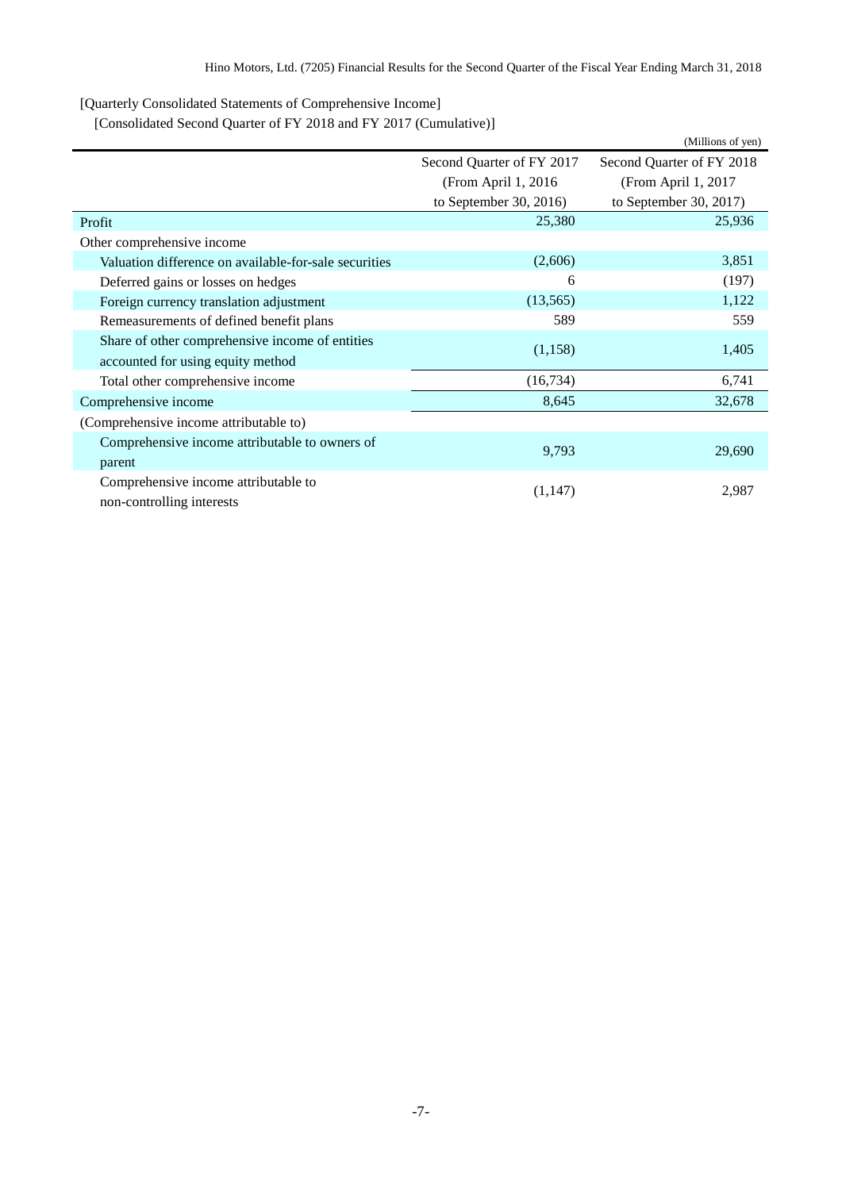[Quarterly Consolidated Statements of Comprehensive Income]

[Consolidated Second Quarter of FY 2018 and FY 2017 (Cumulative)]

(Millions of yen)

| | Second Quarter of FY 2017 (From April 1, 2016 to September 30, 2016) | Second Quarter of FY 2018 (From April 1, 2017 to September 30, 2017) |
|---|---|---|
| Profit | 25,380 | 25,936 |
| Other comprehensive income | | |
| Valuation difference on available-for-sale securities | (2,606) | 3,851 |
| Deferred gains or losses on hedges | 6 | (197) |
| Foreign currency translation adjustment | (13,565) | 1,122 |
| Remeasurements of defined benefit plans | 589 | 559 |
| Share of other comprehensive income of entities accounted for using equity method | (1,158) | 1,405 |
| Total other comprehensive income | (16,734) | 6,741 |
| Comprehensive income | 8,645 | 32,678 |
| (Comprehensive income attributable to) | | |
| Comprehensive income attributable to owners of parent | 9,793 | 29,690 |
| Comprehensive income attributable to non-controlling interests | (1,147) | 2,987 |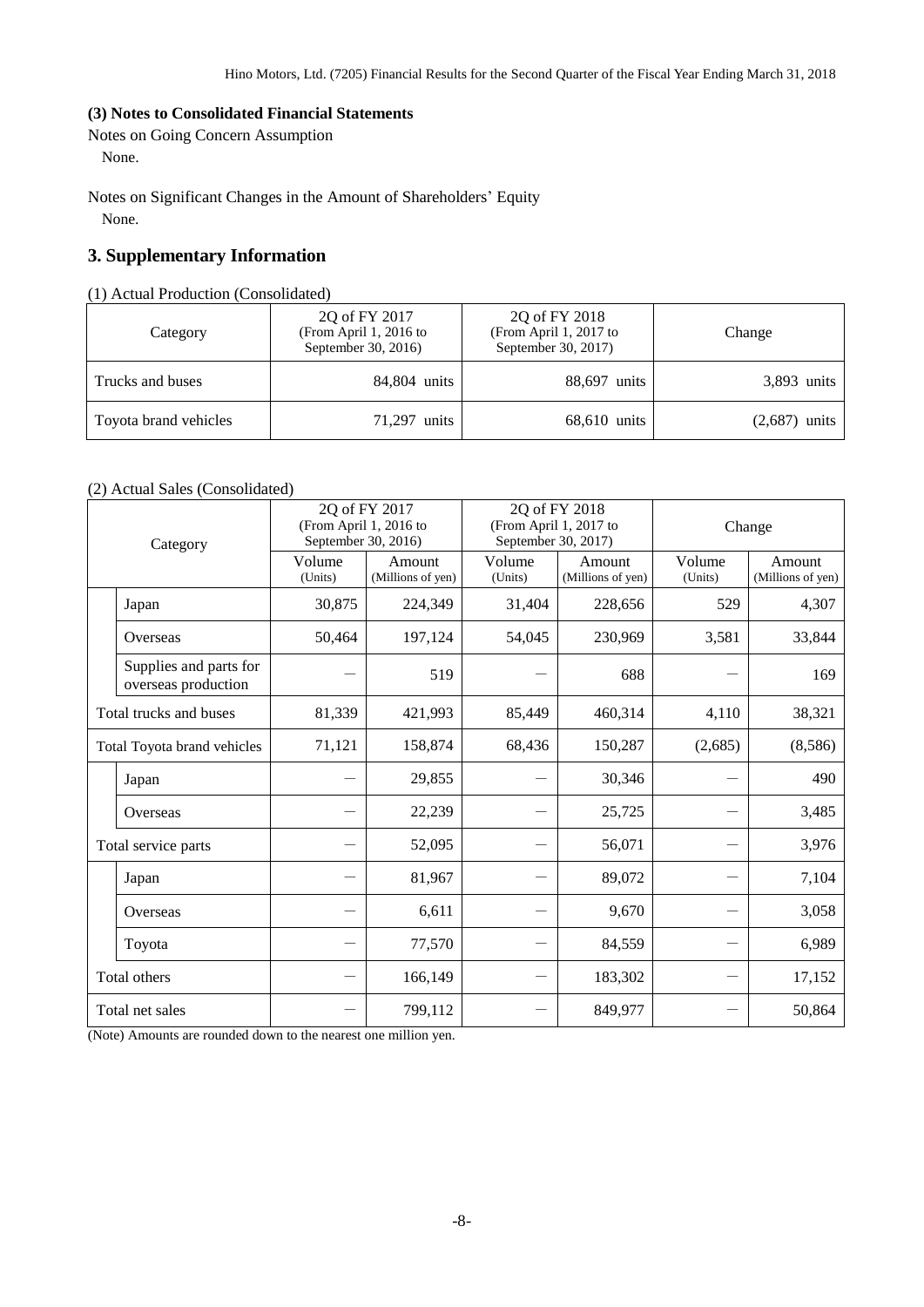**(3) Notes to Consolidated Financial Statements**

Notes on Going Concern Assumption

None.

Notes on Significant Changes in the Amount of Shareholders' Equity

None.

## 3. Supplementary Information

(1) Actual Production (Consolidated)

| Category | 2Q of FY 2017 (From April 1, 2016 to September 30, 2016) | 2Q of FY 2018 (From April 1, 2017 to September 30, 2017) | Change |
|---|---|---|---|
| Trucks and buses | 84,804 units | 88,697 units | 3,893 units |
| Toyota brand vehicles | 71,297 units | 68,610 units | (2,687) units |

(2) Actual Sales (Consolidated)

| Category | | 2Q of FY 2017 (From April 1, 2016 to September 30, 2016) | | 2Q of FY 2018 (From April 1, 2017 to September 30, 2017) | | Change | |
|---|---|---|---|---|---|---|---|
| | | Volume (Units) | Amount (Millions of yen) | Volume (Units) | Amount (Millions of yen) | Volume (Units) | Amount (Millions of yen) |
| | Japan | 30,875 | 224,349 | 31,404 | 228,656 | 529 | 4,307 |
| | Overseas | 50,464 | 197,124 | 54,045 | 230,969 | 3,581 | 33,844 |
| | Supplies and parts for overseas production | — | 519 | — | 688 | — | 169 |
| Total trucks and buses | | 81,339 | 421,993 | 85,449 | 460,314 | 4,110 | 38,321 |
| Total Toyota brand vehicles | | 71,121 | 158,874 | 68,436 | 150,287 | (2,685) | (8,586) |
| | Japan | — | 29,855 | — | 30,346 | — | 490 |
| | Overseas | — | 22,239 | — | 25,725 | — | 3,485 |
| Total service parts | | — | 52,095 | — | 56,071 | — | 3,976 |
| | Japan | — | 81,967 | — | 89,072 | — | 7,104 |
| | Overseas | — | 6,611 | — | 9,670 | — | 3,058 |
| | Toyota | — | 77,570 | — | 84,559 | — | 6,989 |
| Total others | | — | 166,149 | — | 183,302 | — | 17,152 |
| Total net sales | | — | 799,112 | — | 849,977 | — | 50,864 |

(Note) Amounts are rounded down to the nearest one million yen.